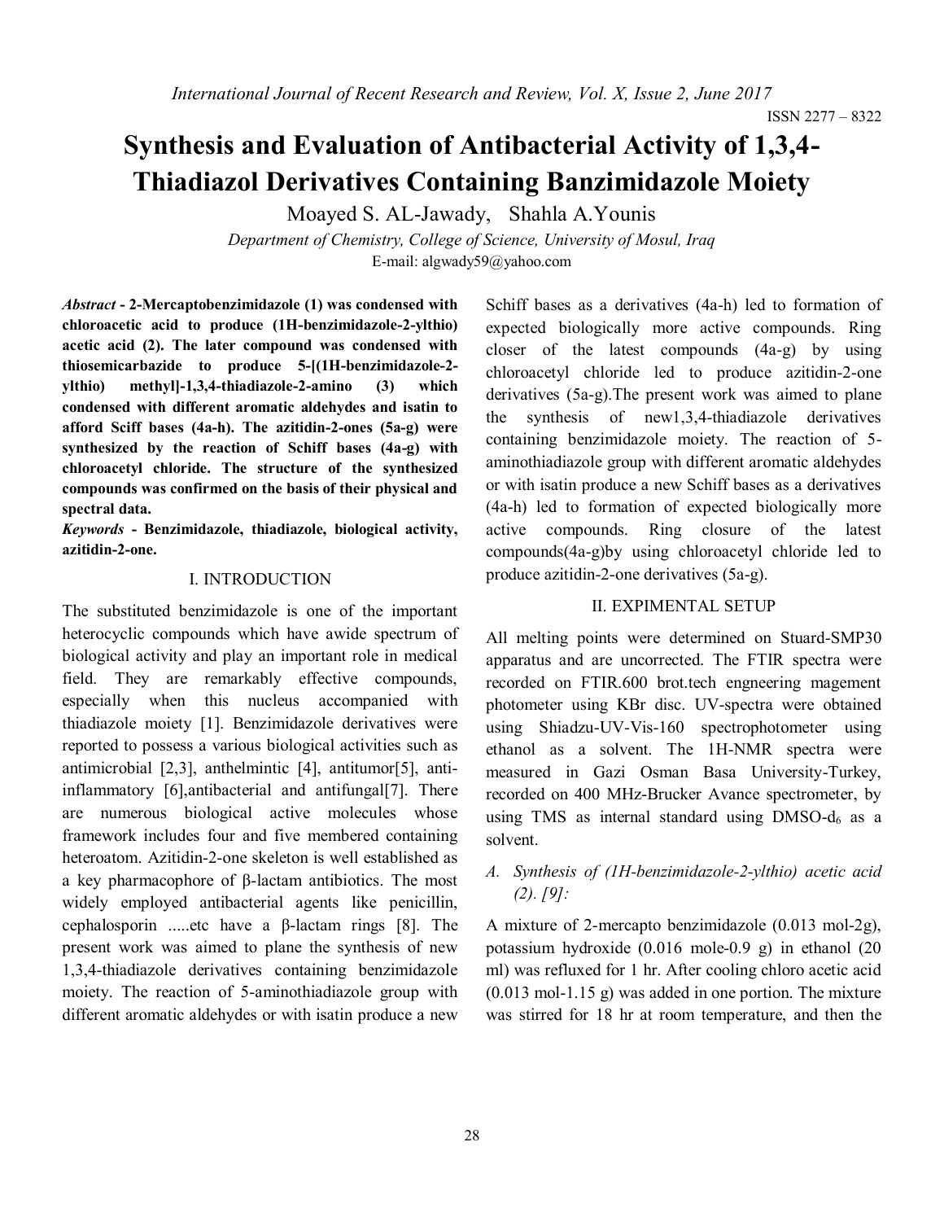# Synthesis and Evaluation of Antibacterial Activity of 1,3,4-Thiadiazol Derivatives Containing Banzimidazole Moiety

Moayed S. AL-Jawady, Shahla A.Younis

*Department of Chemistry, College of Science, University of Mosul, Iraq*

E-mail: algwady59@yahoo.com

***Abstract*** **- 2-Mercaptobenzimidazole (1) was condensed with chloroacetic acid to produce (1H-benzimidazole-2-ylthio) acetic acid (2). The later compound was condensed with thiosemicarbazide to produce 5-[(1H-benzimidazole-2-ylthio) methyl]-1,3,4-thiadiazole-2-amino (3) which condensed with different aromatic aldehydes and isatin to afford Sciff bases (4a-h). The azitidin-2-ones (5a-g) were synthesized by the reaction of Schiff bases (4a-g) with chloroacetyl chloride. The structure of the synthesized compounds was confirmed on the basis of their physical and spectral data.**

***Keywords*** **- Benzimidazole, thiadiazole, biological activity, azitidin-2-one.**

## I. INTRODUCTION

The substituted benzimidazole is one of the important heterocyclic compounds which have awide spectrum of biological activity and play an important role in medical field. They are remarkably effective compounds, especially when this nucleus accompanied with thiadiazole moiety [1]. Benzimidazole derivatives were reported to possess a various biological activities such as antimicrobial [2,3], anthelmintic [4], antitumor[5], anti-inflammatory [6],antibacterial and antifungal[7]. There are numerous biological active molecules whose framework includes four and five membered containing heteroatom. Azitidin-2-one skeleton is well established as a key pharmacophore of β-lactam antibiotics. The most widely employed antibacterial agents like penicillin, cephalosporin .....etc have a β-lactam rings [8]. The present work was aimed to plane the synthesis of new 1,3,4-thiadiazole derivatives containing benzimidazole moiety. The reaction of 5-aminothiadiazole group with different aromatic aldehydes or with isatin produce a new Schiff bases as a derivatives (4a-h) led to formation of expected biologically more active compounds. Ring closer of the latest compounds (4a-g) by using chloroacetyl chloride led to produce azitidin-2-one derivatives (5a-g).The present work was aimed to plane the synthesis of new1,3,4-thiadiazole derivatives containing benzimidazole moiety. The reaction of 5-aminothiadiazole group with different aromatic aldehydes or with isatin produce a new Schiff bases as a derivatives (4a-h) led to formation of expected biologically more active compounds. Ring closure of the latest compounds(4a-g)by using chloroacetyl chloride led to produce azitidin-2-one derivatives (5a-g).

## II. EXPIMENTAL SETUP

All melting points were determined on Stuard-SMP30 apparatus and are uncorrected. The FTIR spectra were recorded on FTIR.600 brot.tech engneering magement photometer using KBr disc. UV-spectra were obtained using Shiadzu-UV-Vis-160 spectrophotometer using ethanol as a solvent. The 1H-NMR spectra were measured in Gazi Osman Basa University-Turkey, recorded on 400 MHz-Brucker Avance spectrometer, by using TMS as internal standard using DMSO-$d_6$ as a solvent.

### *A. Synthesis of (1H-benzimidazole-2-ylthio) acetic acid (2). [9]:*

A mixture of 2-mercapto benzimidazole (0.013 mol-2g), potassium hydroxide (0.016 mole-0.9 g) in ethanol (20 ml) was refluxed for 1 hr. After cooling chloro acetic acid (0.013 mol-1.15 g) was added in one portion. The mixture was stirred for 18 hr at room temperature, and then the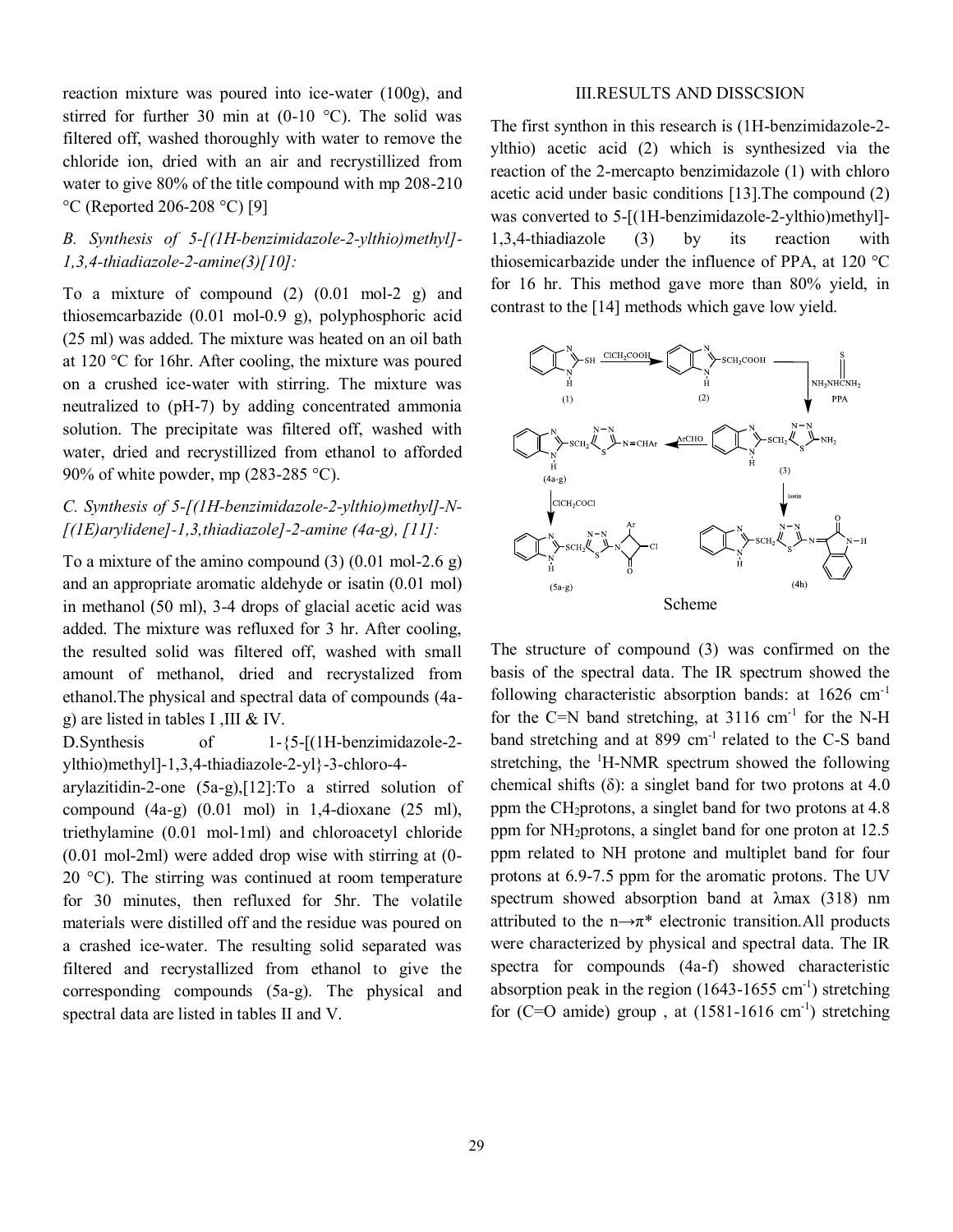reaction mixture was poured into ice-water (100g), and stirred for further 30 min at (0-10 °C). The solid was filtered off, washed thoroughly with water to remove the chloride ion, dried with an air and recrystillized from water to give 80% of the title compound with mp 208-210 °C (Reported 206-208 °C) [9]

### *B. Synthesis of 5-[(1H-benzimidazole-2-ylthio)methyl]-1,3,4-thiadiazole-2-amine(3)[10]:*

To a mixture of compound (2) (0.01 mol-2 g) and thiosemcarbazide (0.01 mol-0.9 g), polyphosphoric acid (25 ml) was added. The mixture was heated on an oil bath at 120 °C for 16hr. After cooling, the mixture was poured on a crushed ice-water with stirring. The mixture was neutralized to (pH-7) by adding concentrated ammonia solution. The precipitate was filtered off, washed with water, dried and recrystillized from ethanol to afforded 90% of white powder, mp (283-285 °C).

### *C. Synthesis of 5-[(1H-benzimidazole-2-ylthio)methyl]-N-[(1E)arylidene]-1,3,thiadiazole]-2-amine (4a-g), [11]:*

To a mixture of the amino compound (3) (0.01 mol-2.6 g) and an appropriate aromatic aldehyde or isatin (0.01 mol) in methanol (50 ml), 3-4 drops of glacial acetic acid was added. The mixture was refluxed for 3 hr. After cooling, the resulted solid was filtered off, washed with small amount of methanol, dried and recrystalized from ethanol.The physical and spectral data of compounds (4a-g) are listed in tables I ,III & IV.

D.Synthesis of 1-{5-[(1H-benzimidazole-2-ylthio)methyl]-1,3,4-thiadiazole-2-yl}-3-chloro-4-arylazitidin-2-one (5a-g),[12]:To a stirred solution of compound (4a-g) (0.01 mol) in 1,4-dioxane (25 ml), triethylamine (0.01 mol-1ml) and chloroacetyl chloride (0.01 mol-2ml) were added drop wise with stirring at (0-20 °C). The stirring was continued at room temperature for 30 minutes, then refluxed for 5hr. The volatile materials were distilled off and the residue was poured on a crashed ice-water. The resulting solid separated was filtered and recrystallized from ethanol to give the corresponding compounds (5a-g). The physical and spectral data are listed in tables II and V.

## III.RESULTS AND DISSCSION

The first synthon in this research is (1H-benzimidazole-2-ylthio) acetic acid (2) which is synthesized via the reaction of the 2-mercapto benzimidazole (1) with chloro acetic acid under basic conditions [13].The compound (2) was converted to 5-[(1H-benzimidazole-2-ylthio)methyl]-1,3,4-thiadiazole (3) by its reaction with thiosemicarbazide under the influence of PPA, at 120 °C for 16 hr. This method gave more than 80% yield, in contrast to the [14] methods which gave low yield.

Scheme

The structure of compound (3) was confirmed on the basis of the spectral data. The IR spectrum showed the following characteristic absorption bands: at 1626 $cm^{-1}$ for the C=N band stretching, at 3116 $cm^{-1}$ for the N-H band stretching and at 899 $cm^{-1}$ related to the C-S band stretching, the $^1$H-NMR spectrum showed the following chemical shifts (δ): a singlet band for two protons at 4.0 ppm the $CH_2$protons, a singlet band for two protons at 4.8 ppm for $NH_2$protons, a singlet band for one proton at 12.5 ppm related to NH protone and multiplet band for four protons at 6.9-7.5 ppm for the aromatic protons. The UV spectrum showed absorption band at λmax (318) nm attributed to the n→π* electronic transition.All products were characterized by physical and spectral data. The IR spectra for compounds (4a-f) showed characteristic absorption peak in the region (1643-1655 $cm^{-1}$) stretching for (C=O amide) group , at (1581-1616 $cm^{-1}$) stretching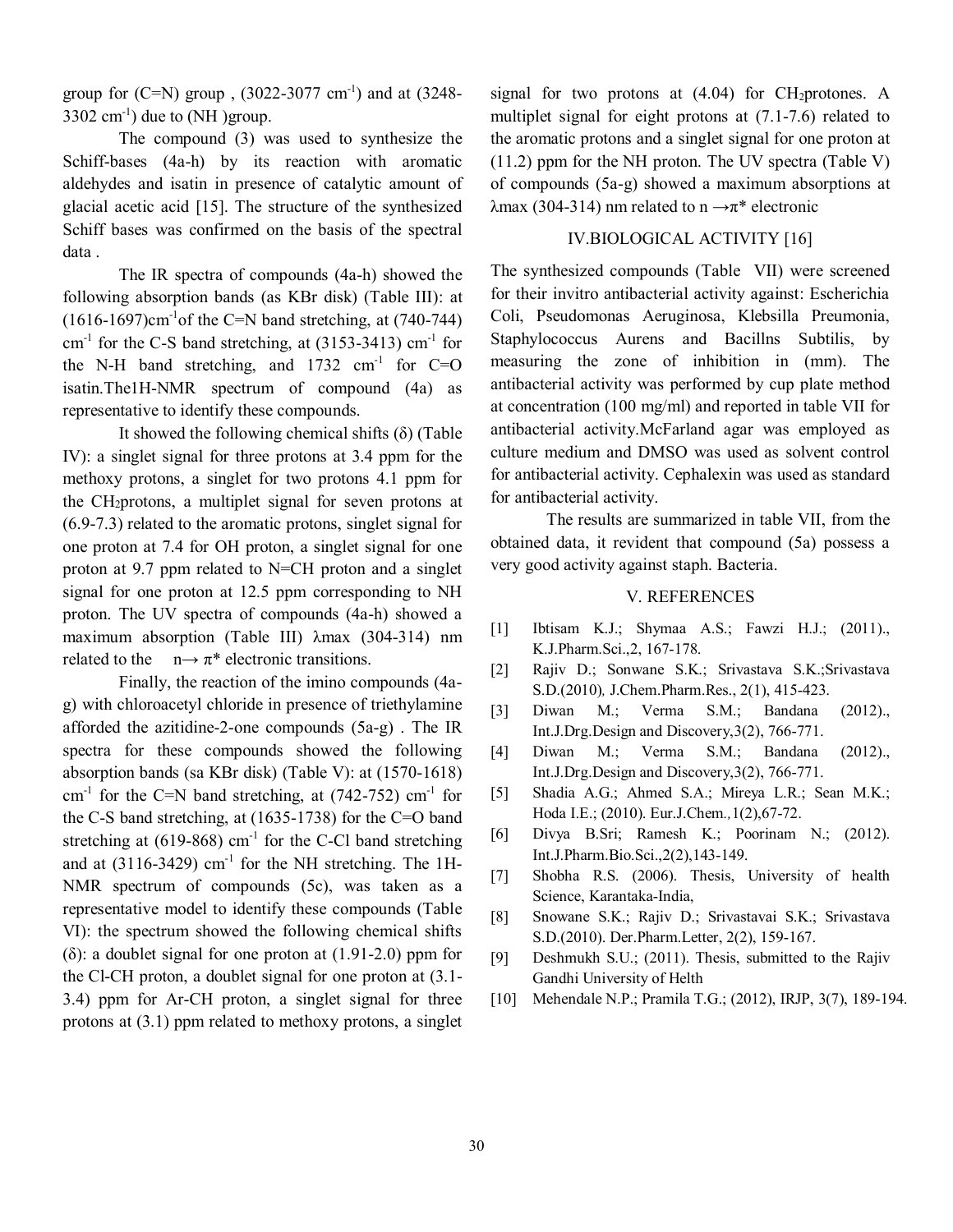group for (C=N) group , (3022-3077 $cm^{-1}$) and at (3248-3302 $cm^{-1}$) due to (NH )group.

The compound (3) was used to synthesize the Schiff-bases (4a-h) by its reaction with aromatic aldehydes and isatin in presence of catalytic amount of glacial acetic acid [15]. The structure of the synthesized Schiff bases was confirmed on the basis of the spectral data .

The IR spectra of compounds (4a-h) showed the following absorption bands (as KBr disk) (Table III): at (1616-1697)$cm^{-1}$of the C=N band stretching, at (740-744) $cm^{-1}$ for the C-S band stretching, at (3153-3413) $cm^{-1}$ for the N-H band stretching, and 1732 $cm^{-1}$ for C=O isatin.The1H-NMR spectrum of compound (4a) as representative to identify these compounds.

It showed the following chemical shifts (δ) (Table IV): a singlet signal for three protons at 3.4 ppm for the methoxy protons, a singlet for two protons 4.1 ppm for the $CH_2$protons, a multiplet signal for seven protons at (6.9-7.3) related to the aromatic protons, singlet signal for one proton at 7.4 for OH proton, a singlet signal for one proton at 9.7 ppm related to N=CH proton and a singlet signal for one proton at 12.5 ppm corresponding to NH proton. The UV spectra of compounds (4a-h) showed a maximum absorption (Table III) λmax (304-314) nm related to the n→ π* electronic transitions.

Finally, the reaction of the imino compounds (4a-g) with chloroacetyl chloride in presence of triethylamine afforded the azitidine-2-one compounds (5a-g) . The IR spectra for these compounds showed the following absorption bands (sa KBr disk) (Table V): at (1570-1618) $cm^{-1}$ for the C=N band stretching, at (742-752) $cm^{-1}$ for the C-S band stretching, at (1635-1738) for the C=O band stretching at (619-868) $cm^{-1}$ for the C-Cl band stretching and at (3116-3429) $cm^{-1}$ for the NH stretching. The 1H-NMR spectrum of compounds (5c), was taken as a representative model to identify these compounds (Table VI): the spectrum showed the following chemical shifts (δ): a doublet signal for one proton at (1.91-2.0) ppm for the Cl-CH proton, a doublet signal for one proton at (3.1-3.4) ppm for Ar-CH proton, a singlet signal for three protons at (3.1) ppm related to methoxy protons, a singlet signal for two protons at (4.04) for $CH_2$protones. A multiplet signal for eight protons at (7.1-7.6) related to the aromatic protons and a singlet signal for one proton at (11.2) ppm for the NH proton. The UV spectra (Table V) of compounds (5a-g) showed a maximum absorptions at λmax (304-314) nm related to n →π* electronic

## IV.BIOLOGICAL ACTIVITY [16]

The synthesized compounds (Table VII) were screened for their invitro antibacterial activity against: Escherichia Coli, Pseudomonas Aeruginosa, Klebsilla Preumonia, Staphylococcus Aurens and Bacillns Subtilis, by measuring the zone of inhibition in (mm). The antibacterial activity was performed by cup plate method at concentration (100 mg/ml) and reported in table VII for antibacterial activity.McFarland agar was employed as culture medium and DMSO was used as solvent control for antibacterial activity. Cephalexin was used as standard for antibacterial activity.

The results are summarized in table VII, from the obtained data, it revident that compound (5a) possess a very good activity against staph. Bacteria.

## V. REFERENCES

[1] Ibtisam K.J.; Shymaa A.S.; Fawzi H.J.; (2011)., K.J.Pharm.Sci.,2, 167-178.

[2] Rajiv D.; Sonwane S.K.; Srivastava S.K.;Srivastava S.D.(2010), J.Chem.Pharm.Res., 2(1), 415-423.

[3] Diwan M.; Verma S.M.; Bandana (2012)., Int.J.Drg.Design and Discovery,3(2), 766-771.

[4] Diwan M.; Verma S.M.; Bandana (2012)., Int.J.Drg.Design and Discovery,3(2), 766-771.

[5] Shadia A.G.; Ahmed S.A.; Mireya L.R.; Sean M.K.; Hoda I.E.; (2010). Eur.J.Chem.,1(2),67-72.

[6] Divya B.Sri; Ramesh K.; Poorinam N.; (2012). Int.J.Pharm.Bio.Sci.,2(2),143-149.

[7] Shobha R.S. (2006). Thesis, University of health Science, Karantaka-India,

[8] Snowane S.K.; Rajiv D.; Srivastavai S.K.; Srivastava S.D.(2010). Der.Pharm.Letter, 2(2), 159-167.

[9] Deshmukh S.U.; (2011). Thesis, submitted to the Rajiv Gandhi University of Helth

[10] Mehendale N.P.; Pramila T.G.; (2012), IRJP, 3(7), 189-194.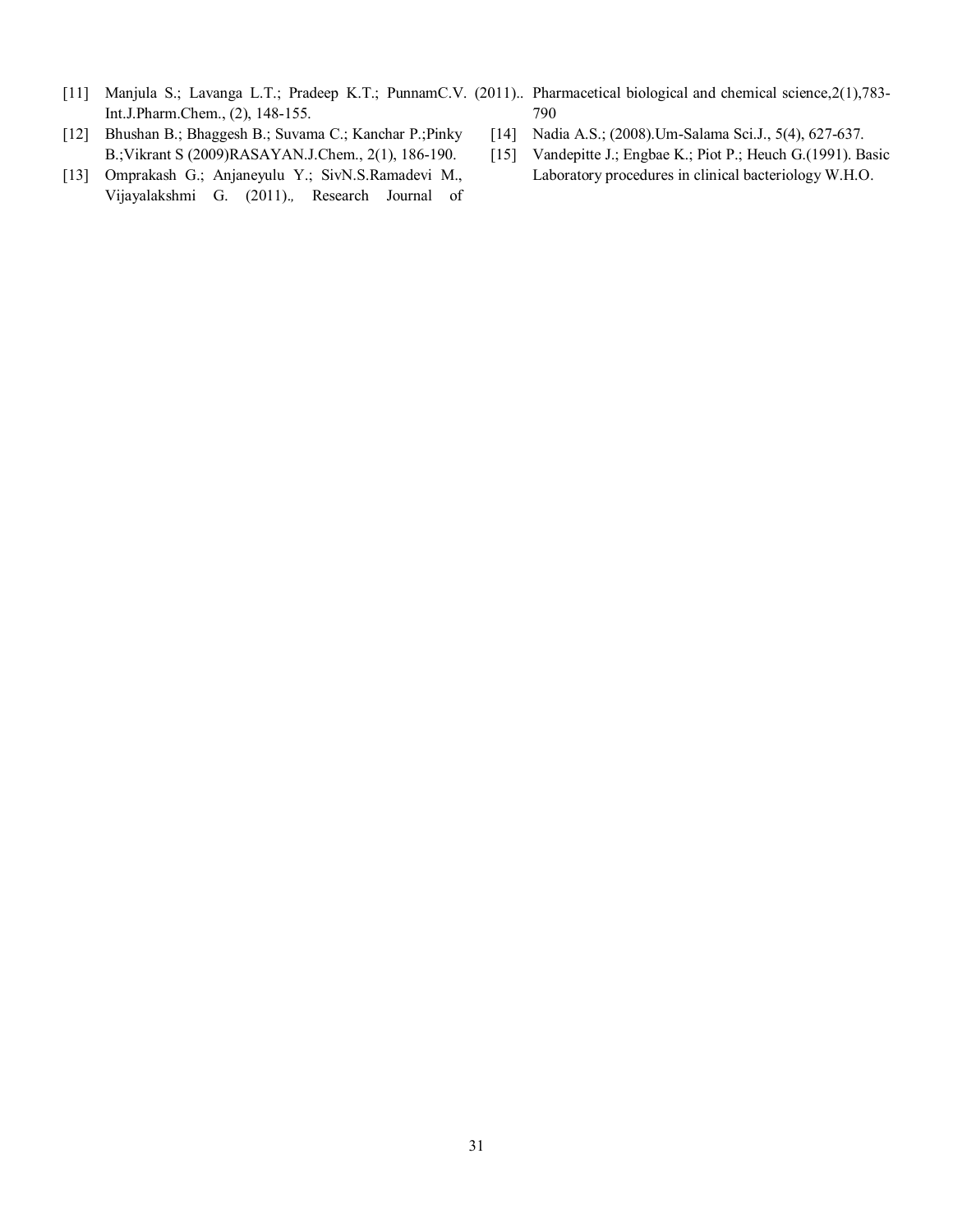[11] Manjula S.; Lavanga L.T.; Pradeep K.T.; PunnamC.V. (2011).. Int.J.Pharm.Chem., (2), 148-155.

[12] Bhushan B.; Bhaggesh B.; Suvama C.; Kanchar P.;Pinky B.;Vikrant S (2009)RASAYAN.J.Chem., 2(1), 186-190.

[13] Omprakash G.; Anjaneyulu Y.; SivN.S.Ramadevi M., Vijayalakshmi G. (2011)., Research Journal of Pharmacetical biological and chemical science,2(1),783-790

[14] Nadia A.S.; (2008).Um-Salama Sci.J., 5(4), 627-637.

[15] Vandepitte J.; Engbae K.; Piot P.; Heuch G.(1991). Basic Laboratory procedures in clinical bacteriology W.H.O.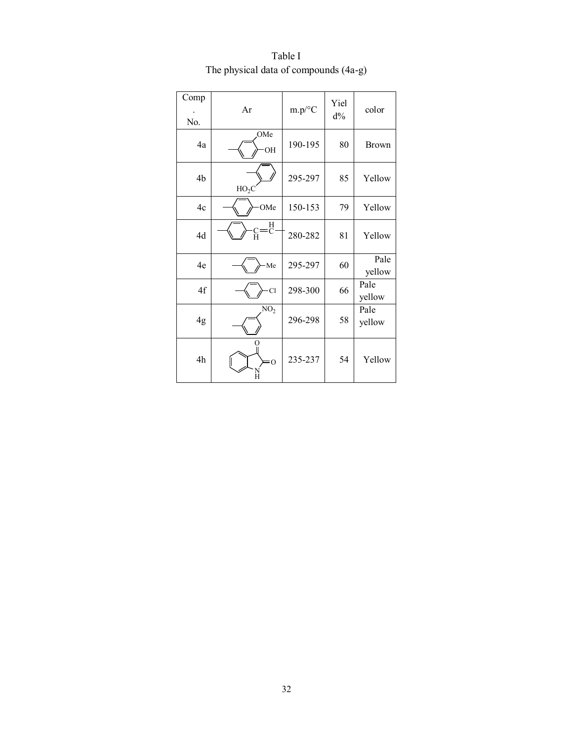Table I
The physical data of compounds (4a-g)

| Comp. No. | Ar | m.p/°C | Yield% | color |
|---|---|---|---|---|
| 4a | 4-hydroxy-3-methoxyphenyl (OMe, OH) | 190-195 | 80 | Brown |
| 4b | 2-carboxyphenyl ($HO_2C$) | 295-297 | 85 | Yellow |
| 4c | 4-methoxyphenyl (OMe) | 150-153 | 79 | Yellow |
| 4d | $C_6H_5$–CH=CH– | 280-282 | 81 | Yellow |
| 4e | 4-methylphenyl (Me) | 295-297 | 60 | Pale yellow |
| 4f | 4-chlorophenyl (Cl) | 298-300 | 66 | Pale yellow |
| 4g | 3-nitrophenyl ($NO_2$) | 296-298 | 58 | Pale yellow |
| 4h | isatin (indoline-2,3-dione) | 235-237 | 54 | Yellow |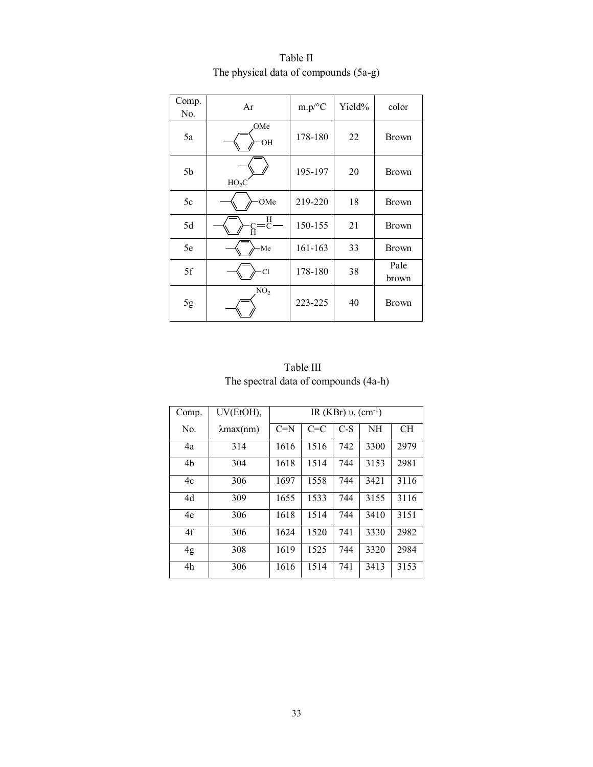Table II

The physical data of compounds (5a-g)

| Comp. No. | Ar | m.p/°C | Yield% | color |
|---|---|---|---|---|
| 5a | 3-OMe-4-OH-C$_6$H$_3$ | 178-180 | 22 | Brown |
| 5b | 2-HO$_2$C-C$_6$H$_4$ | 195-197 | 20 | Brown |
| 5c | 4-OMe-C$_6$H$_4$ | 219-220 | 18 | Brown |
| 5d | C$_6$H$_5$-CH=CH- | 150-155 | 21 | Brown |
| 5e | 4-Me-C$_6$H$_4$ | 161-163 | 33 | Brown |
| 5f | 4-Cl-C$_6$H$_4$ | 178-180 | 38 | Pale brown |
| 5g | 3-NO$_2$-C$_6$H$_4$ | 223-225 | 40 | Brown |

Table III

The spectral data of compounds (4a-h)

| Comp. | UV(EtOH), | IR (KBr) υ. (cm$^{-1}$) | | | | |
|---|---|---|---|---|---|---|
| No. | λmax(nm) | C=N | C=C | C-S | NH | CH |
| 4a | 314 | 1616 | 1516 | 742 | 3300 | 2979 |
| 4b | 304 | 1618 | 1514 | 744 | 3153 | 2981 |
| 4c | 306 | 1697 | 1558 | 744 | 3421 | 3116 |
| 4d | 309 | 1655 | 1533 | 744 | 3155 | 3116 |
| 4e | 306 | 1618 | 1514 | 744 | 3410 | 3151 |
| 4f | 306 | 1624 | 1520 | 741 | 3330 | 2982 |
| 4g | 308 | 1619 | 1525 | 744 | 3320 | 2984 |
| 4h | 306 | 1616 | 1514 | 741 | 3413 | 3153 |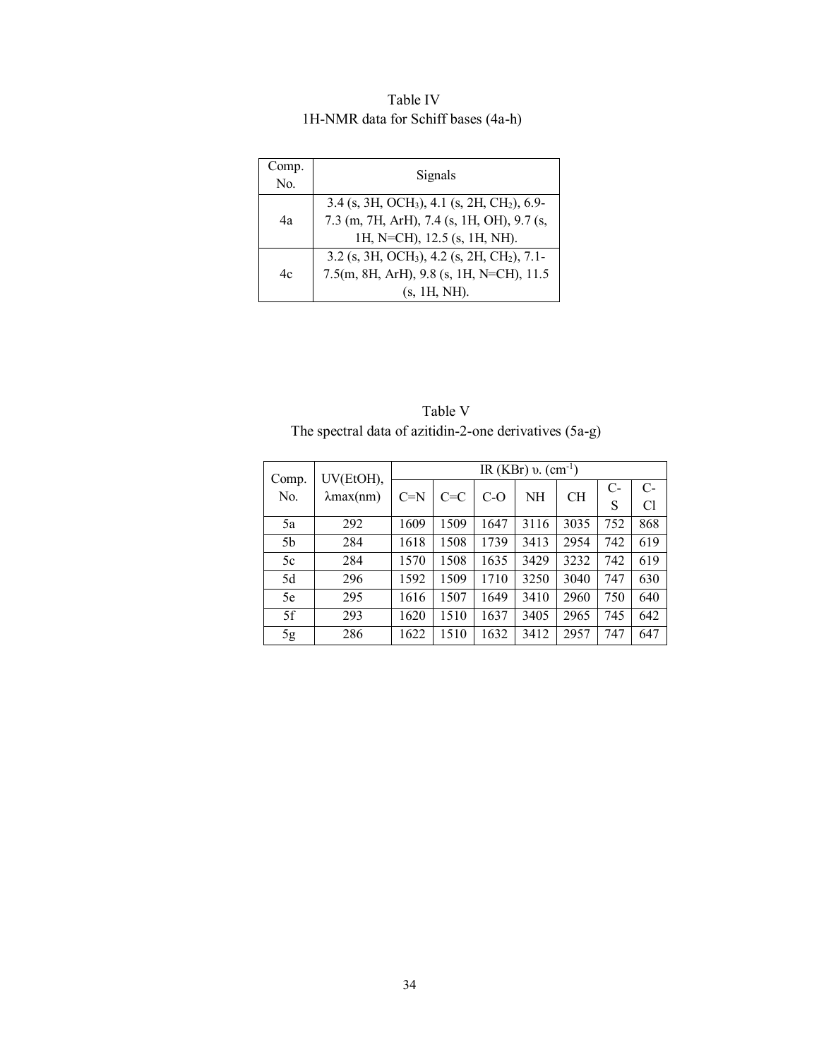Table IV
1H-NMR data for Schiff bases (4a-h)

| Comp. No. | Signals |
|---|---|
| 4a | 3.4 (s, 3H, $OCH_3$), 4.1 (s, 2H, $CH_2$), 6.9-7.3 (m, 7H, ArH), 7.4 (s, 1H, OH), 9.7 (s, 1H, N=CH), 12.5 (s, 1H, NH). |
| 4c | 3.2 (s, 3H, $OCH_3$), 4.2 (s, 2H, $CH_2$), 7.1-7.5(m, 8H, ArH), 9.8 (s, 1H, N=CH), 11.5 (s, 1H, NH). |

Table V
The spectral data of azitidin-2-one derivatives (5a-g)

| Comp. No. | UV(EtOH), λmax(nm) | IR (KBr) υ. ($cm^{-1}$) | | | | | | |
|---|---|---|---|---|---|---|---|---|
| | | C=N | C=C | C-O | NH | CH | C-S | C-Cl |
| 5a | 292 | 1609 | 1509 | 1647 | 3116 | 3035 | 752 | 868 |
| 5b | 284 | 1618 | 1508 | 1739 | 3413 | 2954 | 742 | 619 |
| 5c | 284 | 1570 | 1508 | 1635 | 3429 | 3232 | 742 | 619 |
| 5d | 296 | 1592 | 1509 | 1710 | 3250 | 3040 | 747 | 630 |
| 5e | 295 | 1616 | 1507 | 1649 | 3410 | 2960 | 750 | 640 |
| 5f | 293 | 1620 | 1510 | 1637 | 3405 | 2965 | 745 | 642 |
| 5g | 286 | 1622 | 1510 | 1632 | 3412 | 2957 | 747 | 647 |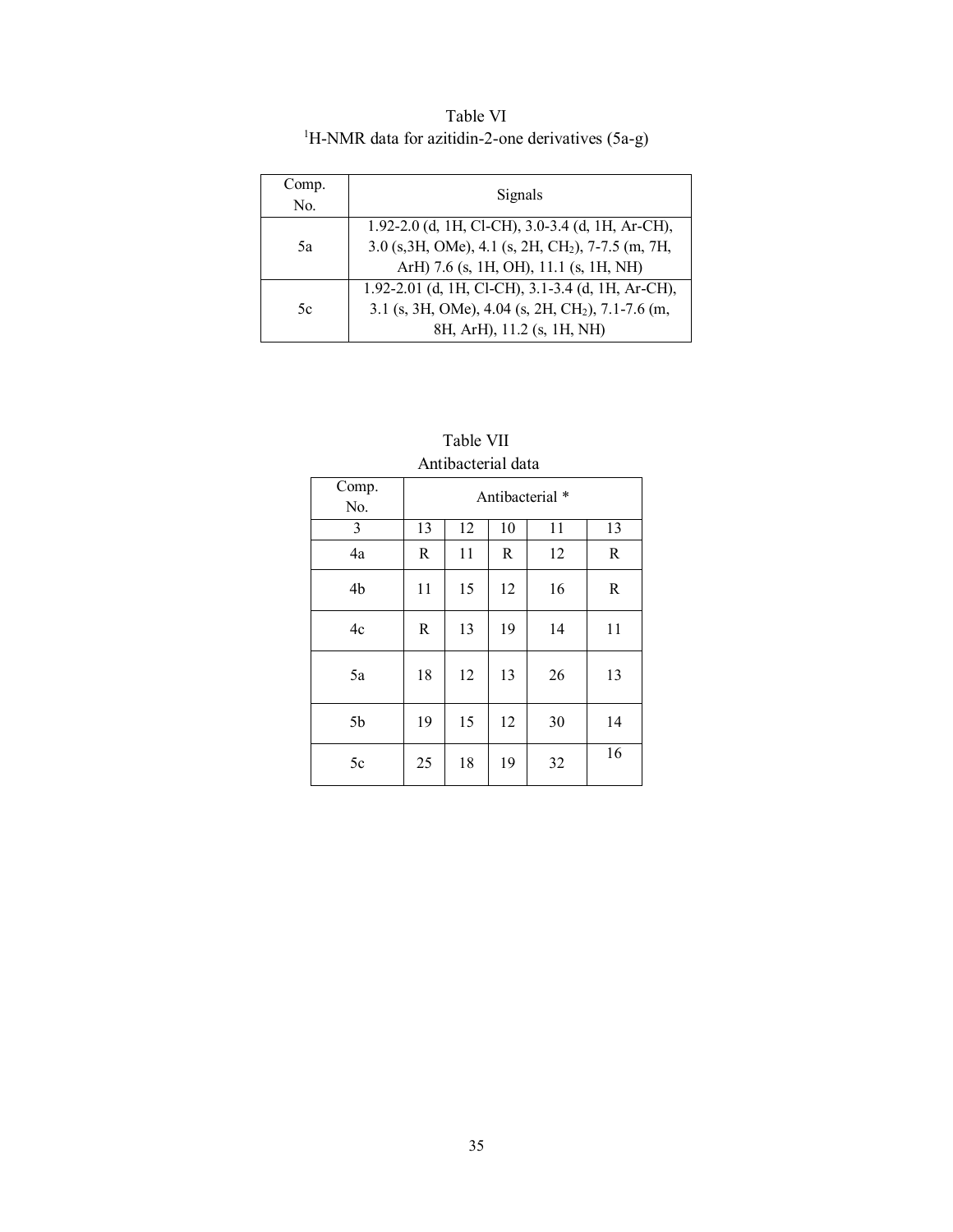Table VI

$^1$H-NMR data for azitidin-2-one derivatives (5a-g)

| Comp. No. | Signals |
| --- | --- |
| 5a | 1.92-2.0 (d, 1H, Cl-CH), 3.0-3.4 (d, 1H, Ar-CH), 3.0 (s,3H, OMe), 4.1 (s, 2H, $CH_2$), 7-7.5 (m, 7H, ArH) 7.6 (s, 1H, OH), 11.1 (s, 1H, NH) |
| 5c | 1.92-2.01 (d, 1H, Cl-CH), 3.1-3.4 (d, 1H, Ar-CH), 3.1 (s, 3H, OMe), 4.04 (s, 2H, $CH_2$), 7.1-7.6 (m, 8H, ArH), 11.2 (s, 1H, NH) |

Table VII

Antibacterial data

| Comp. No. | Antibacterial * | | | | |
| --- | --- | --- | --- | --- | --- |
| 3 | 13 | 12 | 10 | 11 | 13 |
| 4a | R | 11 | R | 12 | R |
| 4b | 11 | 15 | 12 | 16 | R |
| 4c | R | 13 | 19 | 14 | 11 |
| 5a | 18 | 12 | 13 | 26 | 13 |
| 5b | 19 | 15 | 12 | 30 | 14 |
| 5c | 25 | 18 | 19 | 32 | 16 |